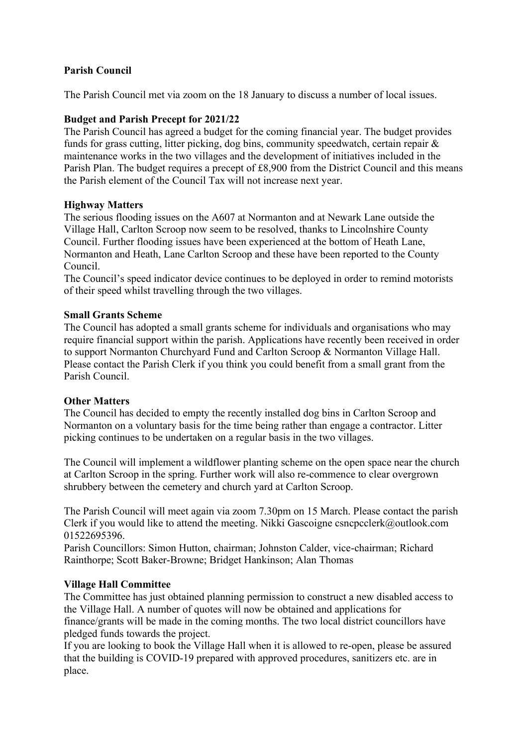**Parish Council**

The Parish Council met via zoom on the 18 January to discuss a number of local issues.

**Budget and Parish Precept for 2021/22**

The Parish Council has agreed a budget for the coming financial year. The budget provides funds for grass cutting, litter picking, dog bins, community speedwatch, certain repair & maintenance works in the two villages and the development of initiatives included in the Parish Plan. The budget requires a precept of £8,900 from the District Council and this means the Parish element of the Council Tax will not increase next year.

**Highway Matters**

The serious flooding issues on the A607 at Normanton and at Newark Lane outside the Village Hall, Carlton Scroop now seem to be resolved, thanks to Lincolnshire County Council. Further flooding issues have been experienced at the bottom of Heath Lane, Normanton and Heath, Lane Carlton Scroop and these have been reported to the County Council.

The Council's speed indicator device continues to be deployed in order to remind motorists of their speed whilst travelling through the two villages.

**Small Grants Scheme**

The Council has adopted a small grants scheme for individuals and organisations who may require financial support within the parish. Applications have recently been received in order to support Normanton Churchyard Fund and Carlton Scroop & Normanton Village Hall. Please contact the Parish Clerk if you think you could benefit from a small grant from the Parish Council.

**Other Matters**

The Council has decided to empty the recently installed dog bins in Carlton Scroop and Normanton on a voluntary basis for the time being rather than engage a contractor. Litter picking continues to be undertaken on a regular basis in the two villages.

The Council will implement a wildflower planting scheme on the open space near the church at Carlton Scroop in the spring. Further work will also re-commence to clear overgrown shrubbery between the cemetery and church yard at Carlton Scroop.

The Parish Council will meet again via zoom 7.30pm on 15 March. Please contact the parish Clerk if you would like to attend the meeting. Nikki Gascoigne csncpcclerk@outlook.com 01522695396.

Parish Councillors: Simon Hutton, chairman; Johnston Calder, vice-chairman; Richard Rainthorpe; Scott Baker-Browne; Bridget Hankinson; Alan Thomas

**Village Hall Committee**

The Committee has just obtained planning permission to construct a new disabled access to the Village Hall. A number of quotes will now be obtained and applications for finance/grants will be made in the coming months. The two local district councillors have pledged funds towards the project.

If you are looking to book the Village Hall when it is allowed to re-open, please be assured that the building is COVID-19 prepared with approved procedures, sanitizers etc. are in place.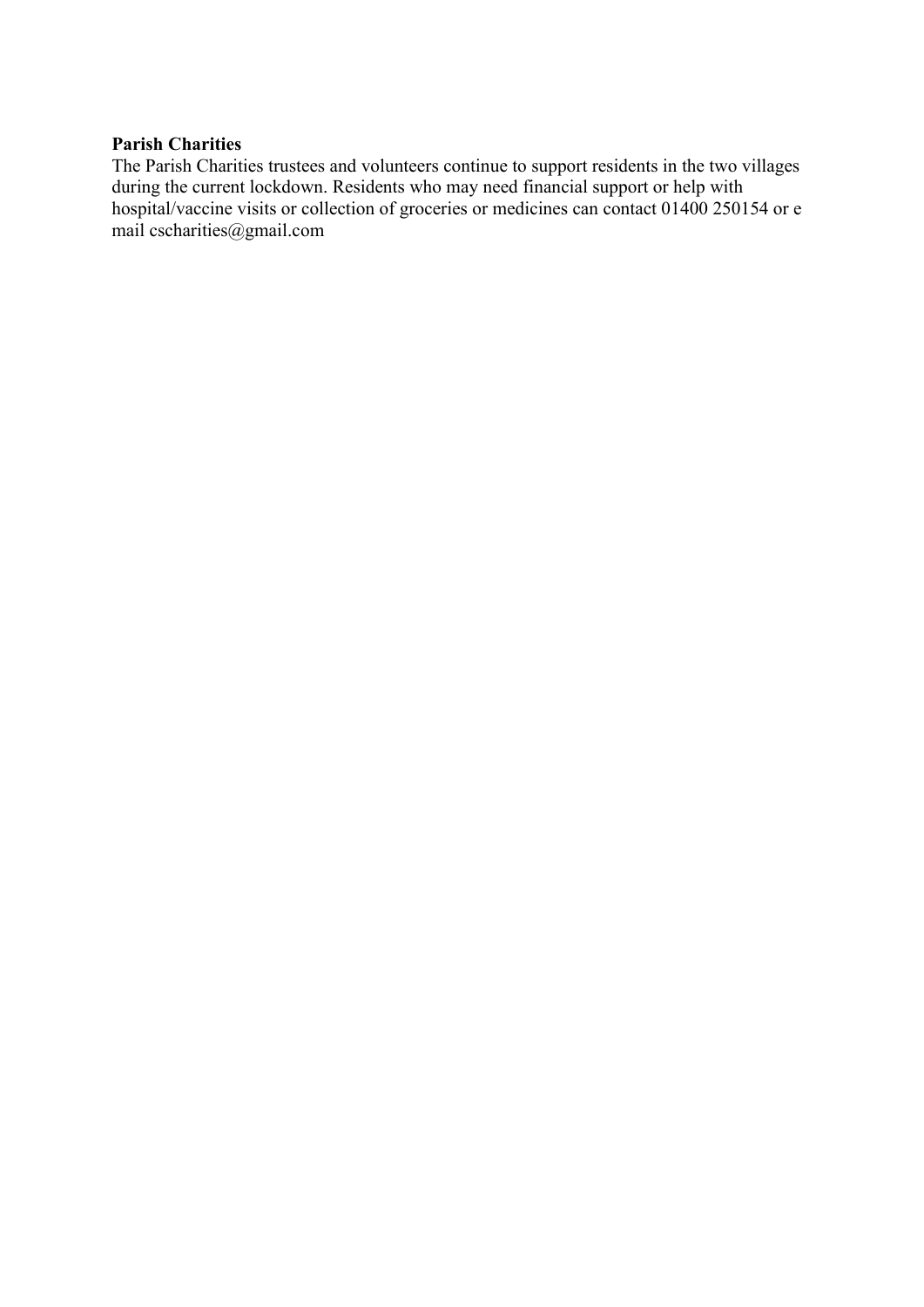**Parish Charities**

The Parish Charities trustees and volunteers continue to support residents in the two villages during the current lockdown. Residents who may need financial support or help with hospital/vaccine visits or collection of groceries or medicines can contact 01400 250154 or e mail cscharities@gmail.com